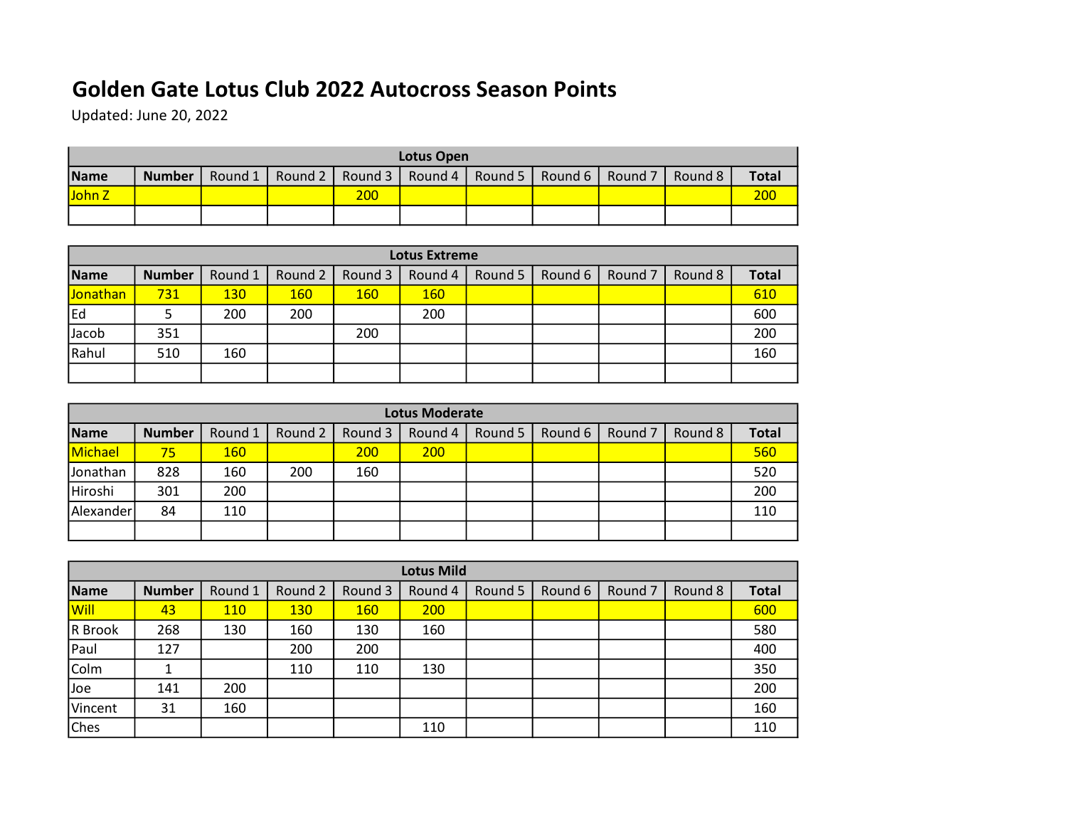# Golden Gate Lotus Club 2022 Autocross Season Points

Updated: June 20, 2022

| Lotus Open | | | | | | | | | | |
|---|---|---|---|---|---|---|---|---|---|---|
| **Name** | **Number** | Round 1 | Round 2 | Round 3 | Round 4 | Round 5 | Round 6 | Round 7 | Round 8 | **Total** |
| John Z | | | | 200 | | | | | | 200 |
| | | | | | | | | | | |

| Lotus Extreme | | | | | | | | | | |
|---|---|---|---|---|---|---|---|---|---|---|
| **Name** | **Number** | Round 1 | Round 2 | Round 3 | Round 4 | Round 5 | Round 6 | Round 7 | Round 8 | **Total** |
| Jonathan | 731 | 130 | 160 | 160 | 160 | | | | | 610 |
| Ed | 5 | 200 | 200 | | 200 | | | | | 600 |
| Jacob | 351 | | | 200 | | | | | | 200 |
| Rahul | 510 | 160 | | | | | | | | 160 |
| | | | | | | | | | | |

| Lotus Moderate | | | | | | | | | | |
|---|---|---|---|---|---|---|---|---|---|---|
| **Name** | **Number** | Round 1 | Round 2 | Round 3 | Round 4 | Round 5 | Round 6 | Round 7 | Round 8 | **Total** |
| Michael | 75 | 160 | | 200 | 200 | | | | | 560 |
| Jonathan | 828 | 160 | 200 | 160 | | | | | | 520 |
| Hiroshi | 301 | 200 | | | | | | | | 200 |
| Alexander | 84 | 110 | | | | | | | | 110 |
| | | | | | | | | | | |

| Lotus Mild | | | | | | | | | | |
|---|---|---|---|---|---|---|---|---|---|---|
| **Name** | **Number** | Round 1 | Round 2 | Round 3 | Round 4 | Round 5 | Round 6 | Round 7 | Round 8 | **Total** |
| Will | 43 | 110 | 130 | 160 | 200 | | | | | 600 |
| R Brook | 268 | 130 | 160 | 130 | 160 | | | | | 580 |
| Paul | 127 | | 200 | 200 | | | | | | 400 |
| Colm | 1 | | 110 | 110 | 130 | | | | | 350 |
| Joe | 141 | 200 | | | | | | | | 200 |
| Vincent | 31 | 160 | | | | | | | | 160 |
| Ches | | | | | 110 | | | | | 110 |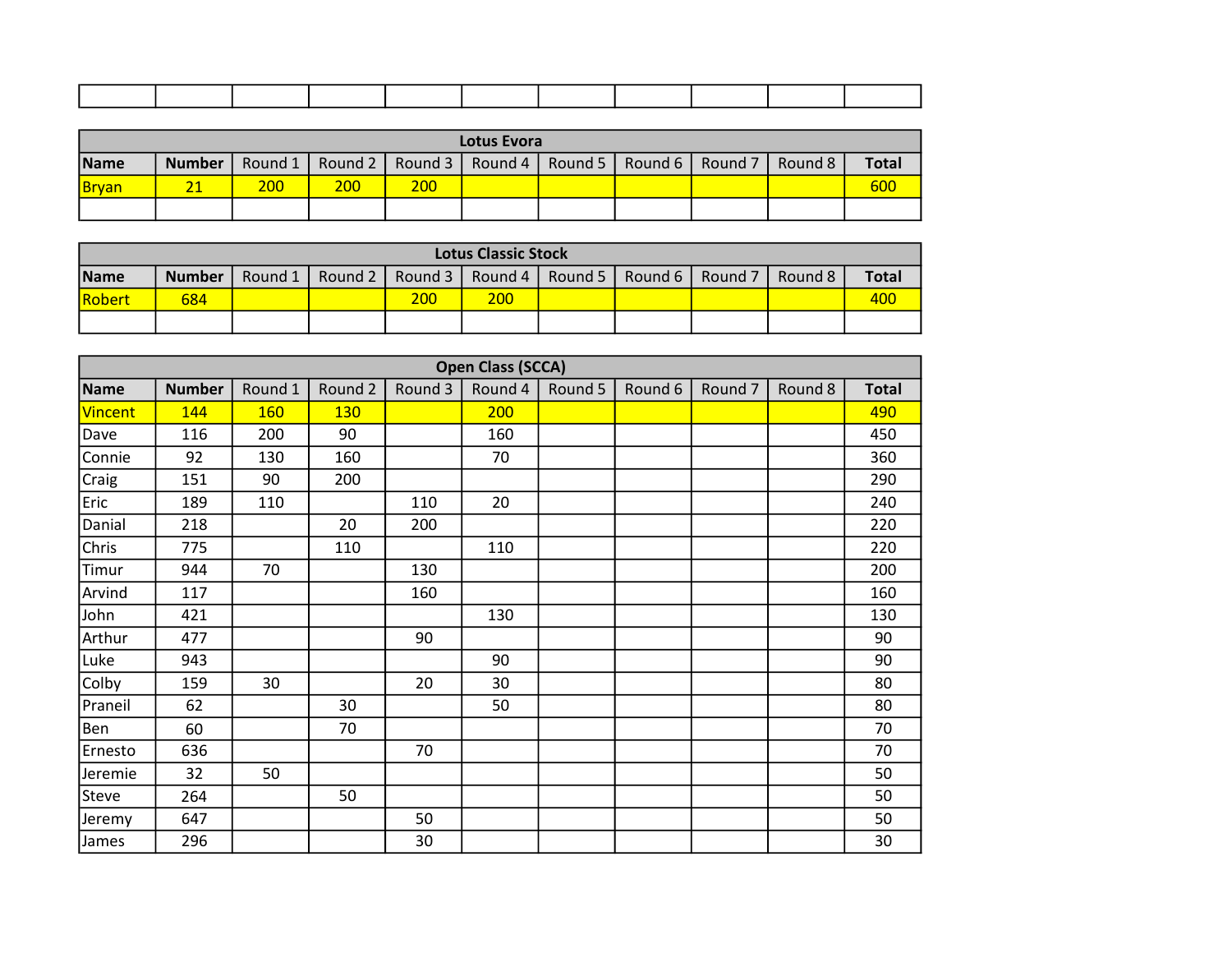| | | | | | | | | | | |
|---|---|---|---|---|---|---|---|---|---|---|

| Lotus Evora | | | | | | | | | | |
|---|---|---|---|---|---|---|---|---|---|---|
| **Name** | **Number** | Round 1 | Round 2 | Round 3 | Round 4 | Round 5 | Round 6 | Round 7 | Round 8 | **Total** |
| Bryan | 21 | 200 | 200 | 200 | | | | | | 600 |
| | | | | | | | | | | |

| Lotus Classic Stock | | | | | | | | | | |
|---|---|---|---|---|---|---|---|---|---|---|
| **Name** | **Number** | Round 1 | Round 2 | Round 3 | Round 4 | Round 5 | Round 6 | Round 7 | Round 8 | **Total** |
| Robert | 684 | | | 200 | 200 | | | | | 400 |
| | | | | | | | | | | |

| Open Class (SCCA) | | | | | | | | | | |
|---|---|---|---|---|---|---|---|---|---|---|
| **Name** | **Number** | Round 1 | Round 2 | Round 3 | Round 4 | Round 5 | Round 6 | Round 7 | Round 8 | **Total** |
| Vincent | 144 | 160 | 130 | | 200 | | | | | 490 |
| Dave | 116 | 200 | 90 | | 160 | | | | | 450 |
| Connie | 92 | 130 | 160 | | 70 | | | | | 360 |
| Craig | 151 | 90 | 200 | | | | | | | 290 |
| Eric | 189 | 110 | | 110 | 20 | | | | | 240 |
| Danial | 218 | | 20 | 200 | | | | | | 220 |
| Chris | 775 | | 110 | | 110 | | | | | 220 |
| Timur | 944 | 70 | | 130 | | | | | | 200 |
| Arvind | 117 | | | 160 | | | | | | 160 |
| John | 421 | | | | 130 | | | | | 130 |
| Arthur | 477 | | | 90 | | | | | | 90 |
| Luke | 943 | | | | 90 | | | | | 90 |
| Colby | 159 | 30 | | 20 | 30 | | | | | 80 |
| Praneil | 62 | | 30 | | 50 | | | | | 80 |
| Ben | 60 | | 70 | | | | | | | 70 |
| Ernesto | 636 | | | 70 | | | | | | 70 |
| Jeremie | 32 | 50 | | | | | | | | 50 |
| Steve | 264 | | 50 | | | | | | | 50 |
| Jeremy | 647 | | | 50 | | | | | | 50 |
| James | 296 | | | 30 | | | | | | 30 |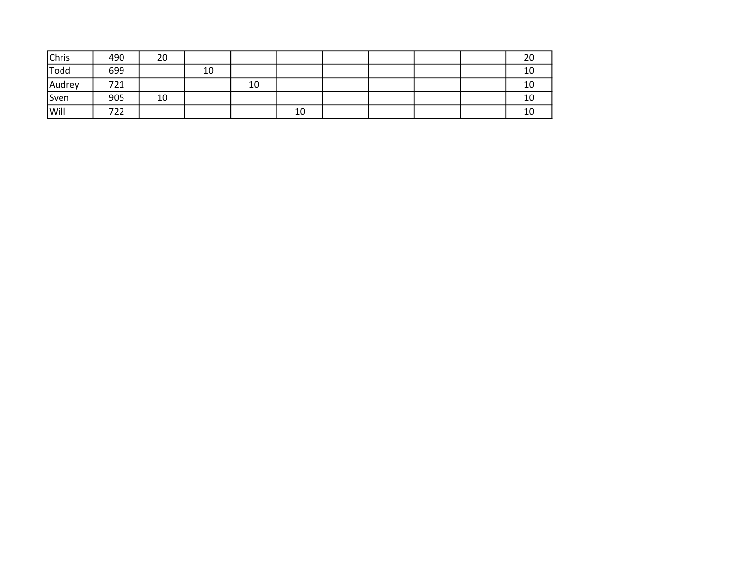| | | | | | | | | | | |
|---|---|---|---|---|---|---|---|---|---|---|
| Chris | 490 | 20 | | | | | | | | 20 |
| Todd | 699 | | 10 | | | | | | | 10 |
| Audrey | 721 | | | 10 | | | | | | 10 |
| Sven | 905 | 10 | | | | | | | | 10 |
| Will | 722 | | | | 10 | | | | | 10 |